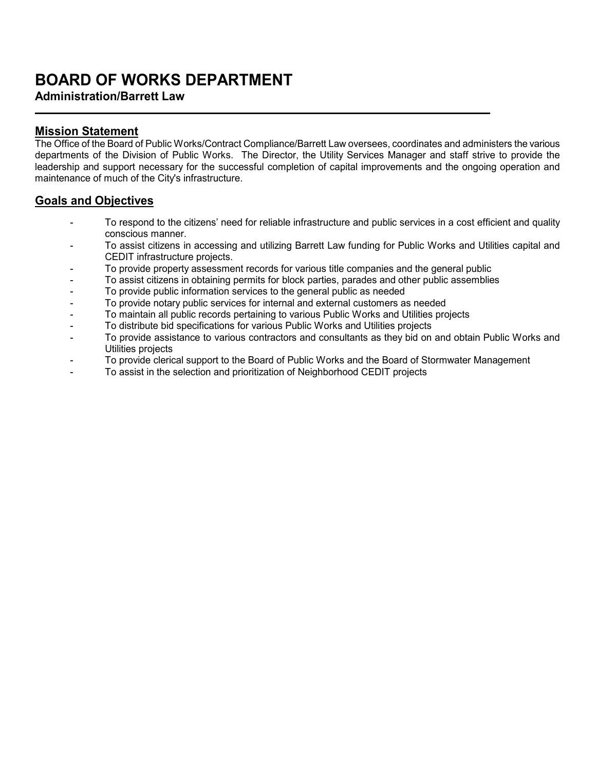# BOARD OF WORKS DEPARTMENT

**Administration/Barrett Law**

## Mission Statement

The Office of the Board of Public Works/Contract Compliance/Barrett Law oversees, coordinates and administers the various departments of the Division of Public Works. The Director, the Utility Services Manager and staff strive to provide the leadership and support necessary for the successful completion of capital improvements and the ongoing operation and maintenance of much of the City's infrastructure.

## Goals and Objectives

- To respond to the citizens' need for reliable infrastructure and public services in a cost efficient and quality conscious manner.
- To assist citizens in accessing and utilizing Barrett Law funding for Public Works and Utilities capital and CEDIT infrastructure projects.
- To provide property assessment records for various title companies and the general public
- To assist citizens in obtaining permits for block parties, parades and other public assemblies
- To provide public information services to the general public as needed
- To provide notary public services for internal and external customers as needed
- To maintain all public records pertaining to various Public Works and Utilities projects
- To distribute bid specifications for various Public Works and Utilities projects
- To provide assistance to various contractors and consultants as they bid on and obtain Public Works and Utilities projects
- To provide clerical support to the Board of Public Works and the Board of Stormwater Management
- To assist in the selection and prioritization of Neighborhood CEDIT projects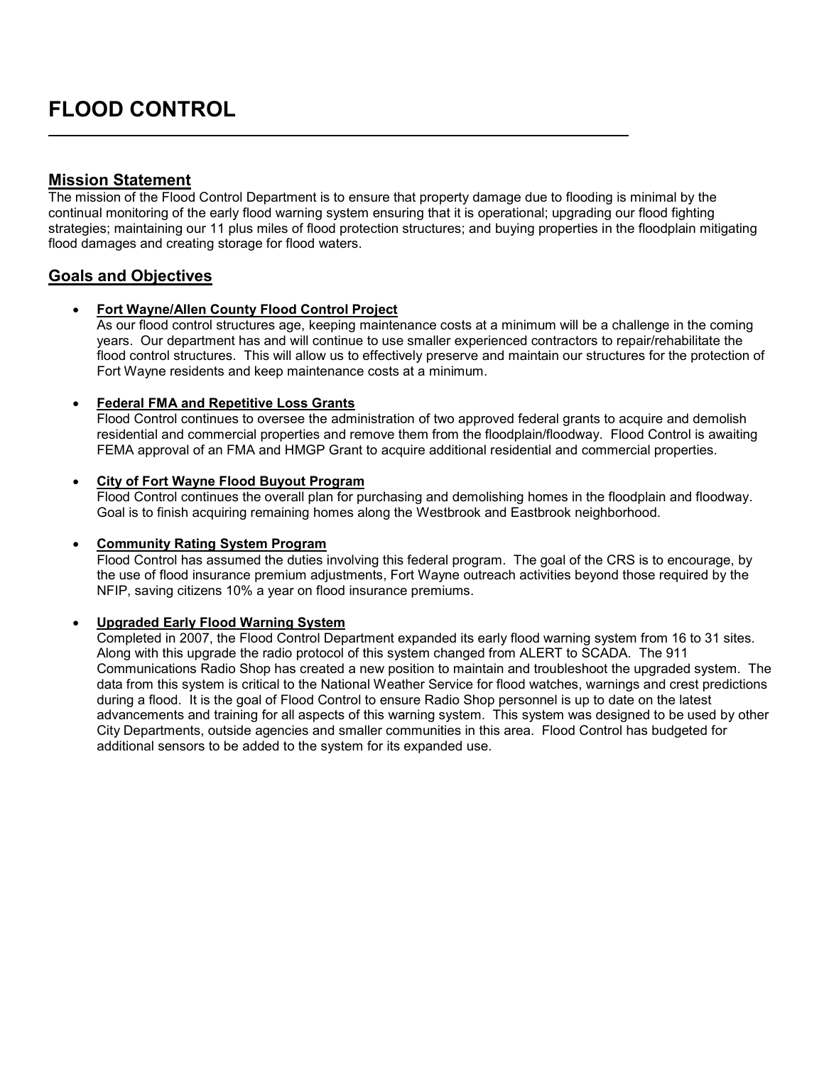# FLOOD CONTROL

## Mission Statement

The mission of the Flood Control Department is to ensure that property damage due to flooding is minimal by the continual monitoring of the early flood warning system ensuring that it is operational; upgrading our flood fighting strategies; maintaining our 11 plus miles of flood protection structures; and buying properties in the floodplain mitigating flood damages and creating storage for flood waters.

## Goals and Objectives

- **Fort Wayne/Allen County Flood Control Project**
  As our flood control structures age, keeping maintenance costs at a minimum will be a challenge in the coming years. Our department has and will continue to use smaller experienced contractors to repair/rehabilitate the flood control structures. This will allow us to effectively preserve and maintain our structures for the protection of Fort Wayne residents and keep maintenance costs at a minimum.

- **Federal FMA and Repetitive Loss Grants**
  Flood Control continues to oversee the administration of two approved federal grants to acquire and demolish residential and commercial properties and remove them from the floodplain/floodway. Flood Control is awaiting FEMA approval of an FMA and HMGP Grant to acquire additional residential and commercial properties.

- **City of Fort Wayne Flood Buyout Program**
  Flood Control continues the overall plan for purchasing and demolishing homes in the floodplain and floodway. Goal is to finish acquiring remaining homes along the Westbrook and Eastbrook neighborhood.

- **Community Rating System Program**
  Flood Control has assumed the duties involving this federal program. The goal of the CRS is to encourage, by the use of flood insurance premium adjustments, Fort Wayne outreach activities beyond those required by the NFIP, saving citizens 10% a year on flood insurance premiums.

- **Upgraded Early Flood Warning System**
  Completed in 2007, the Flood Control Department expanded its early flood warning system from 16 to 31 sites. Along with this upgrade the radio protocol of this system changed from ALERT to SCADA. The 911 Communications Radio Shop has created a new position to maintain and troubleshoot the upgraded system. The data from this system is critical to the National Weather Service for flood watches, warnings and crest predictions during a flood. It is the goal of Flood Control to ensure Radio Shop personnel is up to date on the latest advancements and training for all aspects of this warning system. This system was designed to be used by other City Departments, outside agencies and smaller communities in this area. Flood Control has budgeted for additional sensors to be added to the system for its expanded use.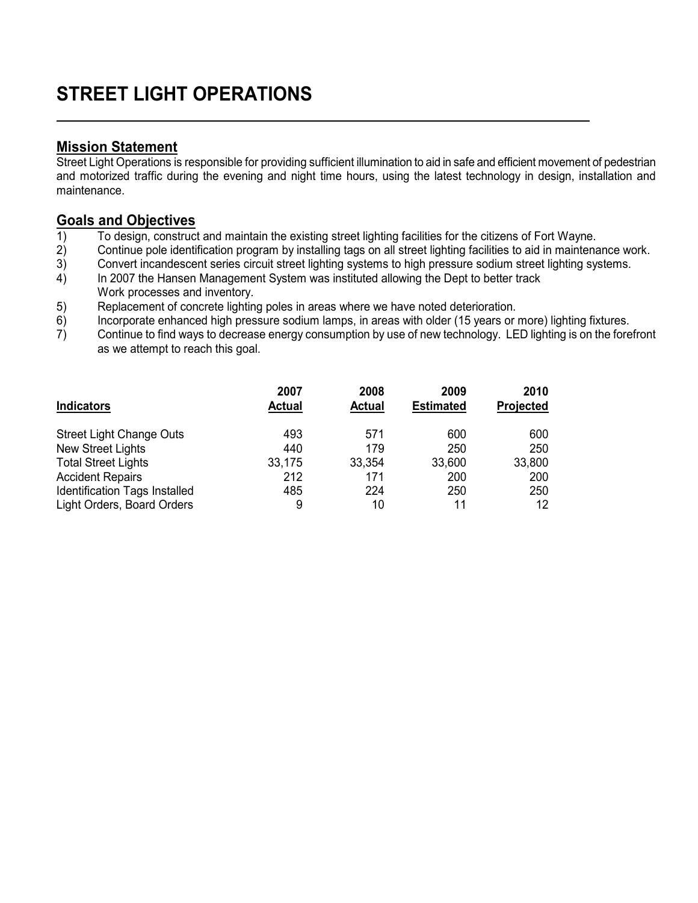# STREET LIGHT OPERATIONS

## Mission Statement

Street Light Operations is responsible for providing sufficient illumination to aid in safe and efficient movement of pedestrian and motorized traffic during the evening and night time hours, using the latest technology in design, installation and maintenance.

## Goals and Objectives

1) To design, construct and maintain the existing street lighting facilities for the citizens of Fort Wayne.
2) Continue pole identification program by installing tags on all street lighting facilities to aid in maintenance work.
3) Convert incandescent series circuit street lighting systems to high pressure sodium street lighting systems.
4) In 2007 the Hansen Management System was instituted allowing the Dept to better track Work processes and inventory.
5) Replacement of concrete lighting poles in areas where we have noted deterioration.
6) Incorporate enhanced high pressure sodium lamps, in areas with older (15 years or more) lighting fixtures.
7) Continue to find ways to decrease energy consumption by use of new technology. LED lighting is on the forefront as we attempt to reach this goal.

| Indicators | 2007 Actual | 2008 Actual | 2009 Estimated | 2010 Projected |
|---|---|---|---|---|
| Street Light Change Outs | 493 | 571 | 600 | 600 |
| New Street Lights | 440 | 179 | 250 | 250 |
| Total Street Lights | 33,175 | 33,354 | 33,600 | 33,800 |
| Accident Repairs | 212 | 171 | 200 | 200 |
| Identification Tags Installed | 485 | 224 | 250 | 250 |
| Light Orders, Board Orders | 9 | 10 | 11 | 12 |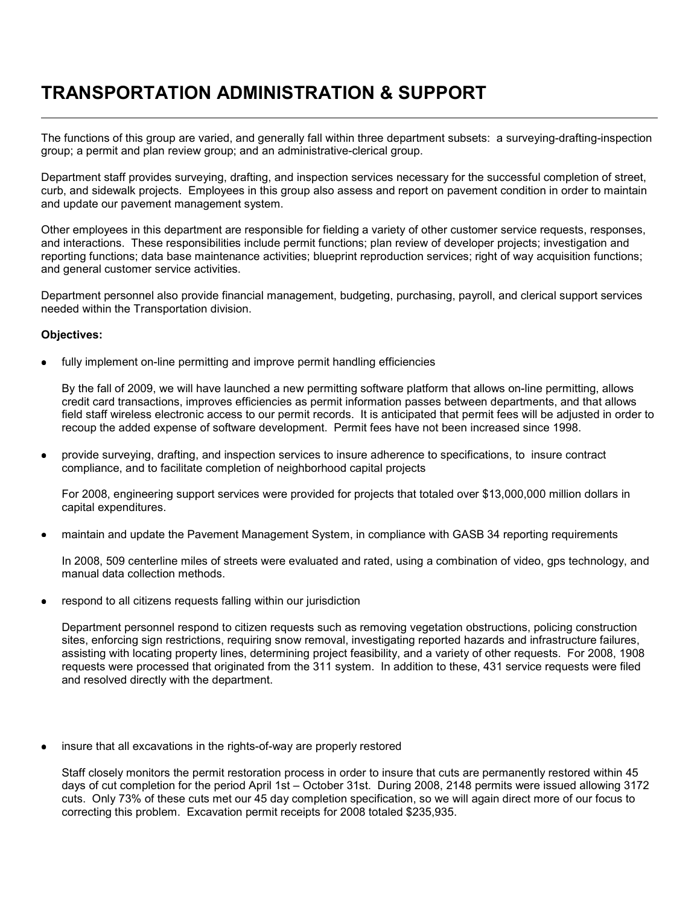# TRANSPORTATION ADMINISTRATION & SUPPORT

The functions of this group are varied, and generally fall within three department subsets: a surveying-drafting-inspection group; a permit and plan review group; and an administrative-clerical group.

Department staff provides surveying, drafting, and inspection services necessary for the successful completion of street, curb, and sidewalk projects. Employees in this group also assess and report on pavement condition in order to maintain and update our pavement management system.

Other employees in this department are responsible for fielding a variety of other customer service requests, responses, and interactions. These responsibilities include permit functions; plan review of developer projects; investigation and reporting functions; data base maintenance activities; blueprint reproduction services; right of way acquisition functions; and general customer service activities.

Department personnel also provide financial management, budgeting, purchasing, payroll, and clerical support services needed within the Transportation division.

**Objectives:**

- fully implement on-line permitting and improve permit handling efficiencies

  By the fall of 2009, we will have launched a new permitting software platform that allows on-line permitting, allows credit card transactions, improves efficiencies as permit information passes between departments, and that allows field staff wireless electronic access to our permit records. It is anticipated that permit fees will be adjusted in order to recoup the added expense of software development. Permit fees have not been increased since 1998.

- provide surveying, drafting, and inspection services to insure adherence to specifications, to insure contract compliance, and to facilitate completion of neighborhood capital projects

  For 2008, engineering support services were provided for projects that totaled over $13,000,000 million dollars in capital expenditures.

- maintain and update the Pavement Management System, in compliance with GASB 34 reporting requirements

  In 2008, 509 centerline miles of streets were evaluated and rated, using a combination of video, gps technology, and manual data collection methods.

- respond to all citizens requests falling within our jurisdiction

  Department personnel respond to citizen requests such as removing vegetation obstructions, policing construction sites, enforcing sign restrictions, requiring snow removal, investigating reported hazards and infrastructure failures, assisting with locating property lines, determining project feasibility, and a variety of other requests. For 2008, 1908 requests were processed that originated from the 311 system. In addition to these, 431 service requests were filed and resolved directly with the department.

- insure that all excavations in the rights-of-way are properly restored

  Staff closely monitors the permit restoration process in order to insure that cuts are permanently restored within 45 days of cut completion for the period April 1st – October 31st. During 2008, 2148 permits were issued allowing 3172 cuts. Only 73% of these cuts met our 45 day completion specification, so we will again direct more of our focus to correcting this problem. Excavation permit receipts for 2008 totaled $235,935.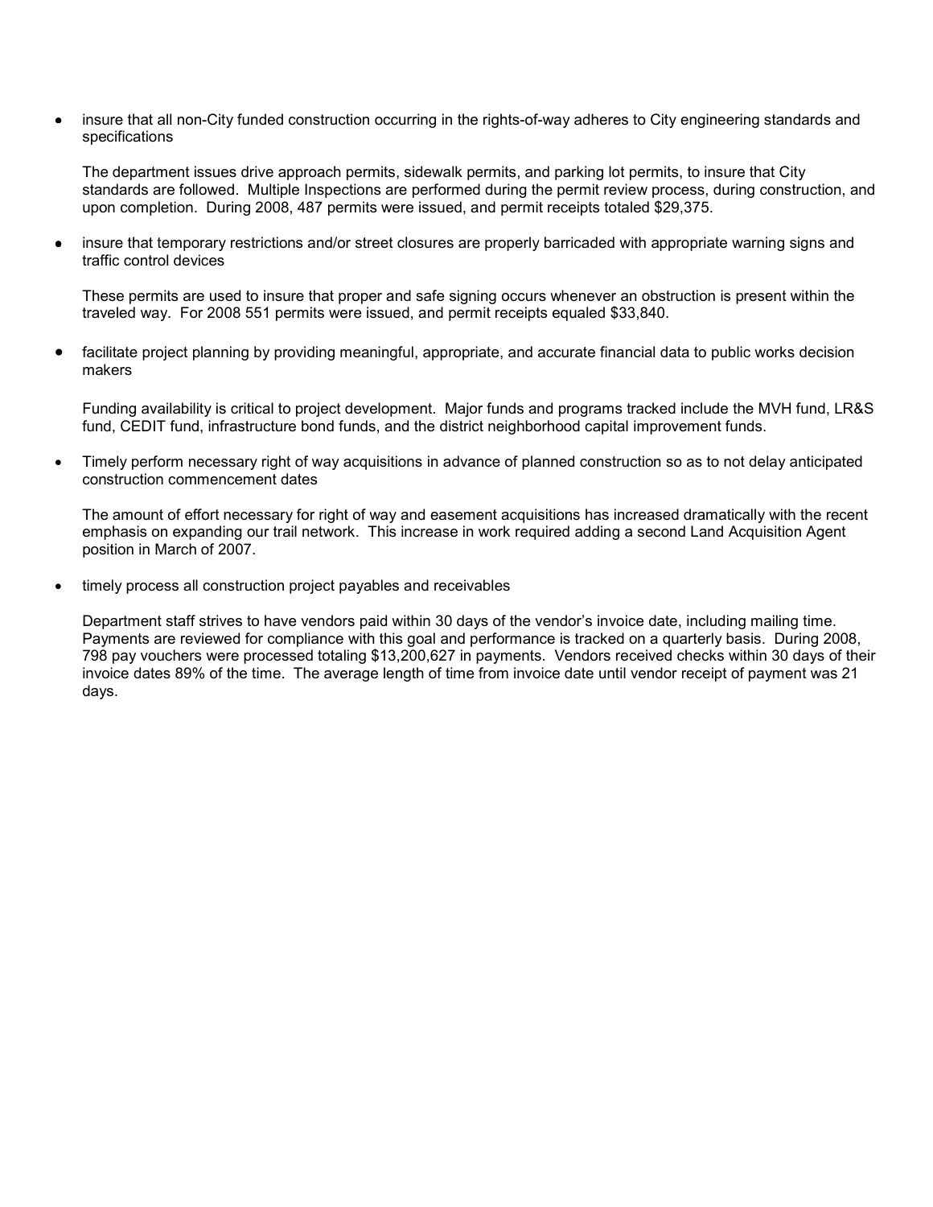- insure that all non-City funded construction occurring in the rights-of-way adheres to City engineering standards and specifications

  The department issues drive approach permits, sidewalk permits, and parking lot permits, to insure that City standards are followed. Multiple Inspections are performed during the permit review process, during construction, and upon completion. During 2008, 487 permits were issued, and permit receipts totaled $29,375.

- insure that temporary restrictions and/or street closures are properly barricaded with appropriate warning signs and traffic control devices

  These permits are used to insure that proper and safe signing occurs whenever an obstruction is present within the traveled way. For 2008 551 permits were issued, and permit receipts equaled $33,840.

- facilitate project planning by providing meaningful, appropriate, and accurate financial data to public works decision makers

  Funding availability is critical to project development. Major funds and programs tracked include the MVH fund, LR&S fund, CEDIT fund, infrastructure bond funds, and the district neighborhood capital improvement funds.

- Timely perform necessary right of way acquisitions in advance of planned construction so as to not delay anticipated construction commencement dates

  The amount of effort necessary for right of way and easement acquisitions has increased dramatically with the recent emphasis on expanding our trail network. This increase in work required adding a second Land Acquisition Agent position in March of 2007.

- timely process all construction project payables and receivables

  Department staff strives to have vendors paid within 30 days of the vendor's invoice date, including mailing time. Payments are reviewed for compliance with this goal and performance is tracked on a quarterly basis. During 2008, 798 pay vouchers were processed totaling $13,200,627 in payments. Vendors received checks within 30 days of their invoice dates 89% of the time. The average length of time from invoice date until vendor receipt of payment was 21 days.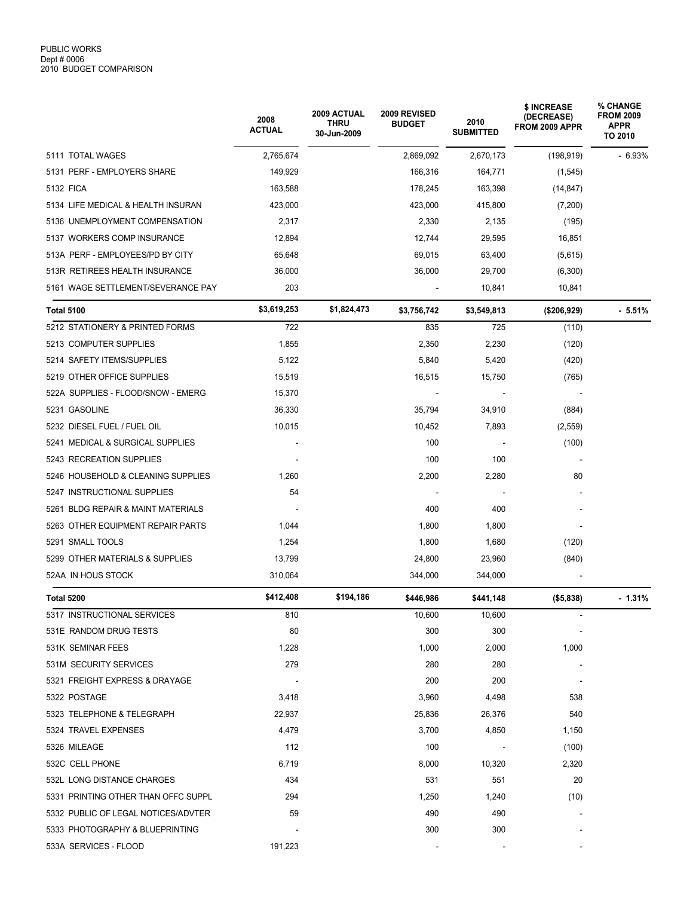PUBLIC WORKS
Dept # 0006
2010 BUDGET COMPARISON

| | 2008 ACTUAL | 2009 ACTUAL THRU 30-Jun-2009 | 2009 REVISED BUDGET | 2010 SUBMITTED | $ INCREASE (DECREASE) FROM 2009 APPR | % CHANGE FROM 2009 APPR TO 2010 |
|---|---|---|---|---|---|---|
| 5111 TOTAL WAGES | 2,765,674 | | 2,869,092 | 2,670,173 | (198,919) | - 6.93% |
| 5131 PERF - EMPLOYERS SHARE | 149,929 | | 166,316 | 164,771 | (1,545) | |
| 5132 FICA | 163,588 | | 178,245 | 163,398 | (14,847) | |
| 5134 LIFE MEDICAL & HEALTH INSURAN | 423,000 | | 423,000 | 415,800 | (7,200) | |
| 5136 UNEMPLOYMENT COMPENSATION | 2,317 | | 2,330 | 2,135 | (195) | |
| 5137 WORKERS COMP INSURANCE | 12,894 | | 12,744 | 29,595 | 16,851 | |
| 513A PERF - EMPLOYEES/PD BY CITY | 65,648 | | 69,015 | 63,400 | (5,615) | |
| 513R RETIREES HEALTH INSURANCE | 36,000 | | 36,000 | 29,700 | (6,300) | |
| 5161 WAGE SETTLEMENT/SEVERANCE PAY | 203 | | - | 10,841 | 10,841 | |
| **Total 5100** | **$3,619,253** | **$1,824,473** | **$3,756,742** | **$3,549,813** | **($206,929)** | **- 5.51%** |
| 5212 STATIONERY & PRINTED FORMS | 722 | | 835 | 725 | (110) | |
| 5213 COMPUTER SUPPLIES | 1,855 | | 2,350 | 2,230 | (120) | |
| 5214 SAFETY ITEMS/SUPPLIES | 5,122 | | 5,840 | 5,420 | (420) | |
| 5219 OTHER OFFICE SUPPLIES | 15,519 | | 16,515 | 15,750 | (765) | |
| 522A SUPPLIES - FLOOD/SNOW - EMERG | 15,370 | | - | - | - | |
| 5231 GASOLINE | 36,330 | | 35,794 | 34,910 | (884) | |
| 5232 DIESEL FUEL / FUEL OIL | 10,015 | | 10,452 | 7,893 | (2,559) | |
| 5241 MEDICAL & SURGICAL SUPPLIES | - | | 100 | - | (100) | |
| 5243 RECREATION SUPPLIES | - | | 100 | 100 | - | |
| 5246 HOUSEHOLD & CLEANING SUPPLIES | 1,260 | | 2,200 | 2,280 | 80 | |
| 5247 INSTRUCTIONAL SUPPLIES | 54 | | - | - | - | |
| 5261 BLDG REPAIR & MAINT MATERIALS | - | | 400 | 400 | - | |
| 5263 OTHER EQUIPMENT REPAIR PARTS | 1,044 | | 1,800 | 1,800 | - | |
| 5291 SMALL TOOLS | 1,254 | | 1,800 | 1,680 | (120) | |
| 5299 OTHER MATERIALS & SUPPLIES | 13,799 | | 24,800 | 23,960 | (840) | |
| 52AA IN HOUS STOCK | 310,064 | | 344,000 | 344,000 | - | |
| **Total 5200** | **$412,408** | **$194,186** | **$446,986** | **$441,148** | **($5,838)** | **- 1.31%** |
| 5317 INSTRUCTIONAL SERVICES | 810 | | 10,600 | 10,600 | - | |
| 531E RANDOM DRUG TESTS | 80 | | 300 | 300 | - | |
| 531K SEMINAR FEES | 1,228 | | 1,000 | 2,000 | 1,000 | |
| 531M SECURITY SERVICES | 279 | | 280 | 280 | - | |
| 5321 FREIGHT EXPRESS & DRAYAGE | - | | 200 | 200 | - | |
| 5322 POSTAGE | 3,418 | | 3,960 | 4,498 | 538 | |
| 5323 TELEPHONE & TELEGRAPH | 22,937 | | 25,836 | 26,376 | 540 | |
| 5324 TRAVEL EXPENSES | 4,479 | | 3,700 | 4,850 | 1,150 | |
| 5326 MILEAGE | 112 | | 100 | - | (100) | |
| 532C CELL PHONE | 6,719 | | 8,000 | 10,320 | 2,320 | |
| 532L LONG DISTANCE CHARGES | 434 | | 531 | 551 | 20 | |
| 5331 PRINTING OTHER THAN OFFC SUPPL | 294 | | 1,250 | 1,240 | (10) | |
| 5332 PUBLIC OF LEGAL NOTICES/ADVTER | 59 | | 490 | 490 | - | |
| 5333 PHOTOGRAPHY & BLUEPRINTING | - | | 300 | 300 | - | |
| 533A SERVICES - FLOOD | 191,223 | | - | - | - | |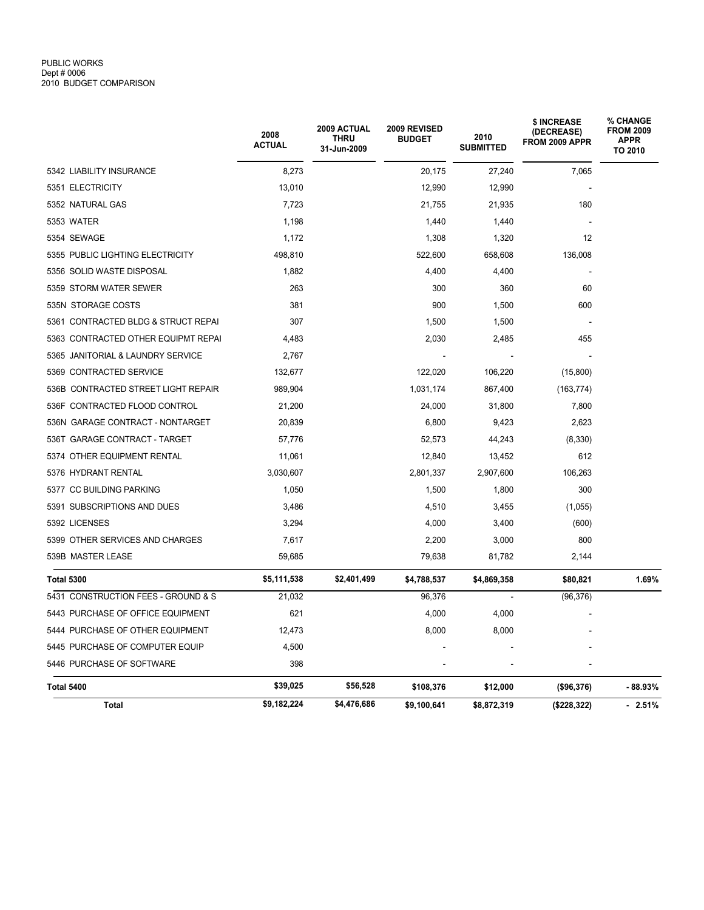PUBLIC WORKS
Dept # 0006
2010 BUDGET COMPARISON

| | 2008 ACTUAL | 2009 ACTUAL THRU 31-Jun-2009 | 2009 REVISED BUDGET | 2010 SUBMITTED | $ INCREASE (DECREASE) FROM 2009 APPR | % CHANGE FROM 2009 APPR TO 2010 |
|---|---|---|---|---|---|---|
| 5342 LIABILITY INSURANCE | 8,273 | | 20,175 | 27,240 | 7,065 | |
| 5351 ELECTRICITY | 13,010 | | 12,990 | 12,990 | - | |
| 5352 NATURAL GAS | 7,723 | | 21,755 | 21,935 | 180 | |
| 5353 WATER | 1,198 | | 1,440 | 1,440 | - | |
| 5354 SEWAGE | 1,172 | | 1,308 | 1,320 | 12 | |
| 5355 PUBLIC LIGHTING ELECTRICITY | 498,810 | | 522,600 | 658,608 | 136,008 | |
| 5356 SOLID WASTE DISPOSAL | 1,882 | | 4,400 | 4,400 | - | |
| 5359 STORM WATER SEWER | 263 | | 300 | 360 | 60 | |
| 535N STORAGE COSTS | 381 | | 900 | 1,500 | 600 | |
| 5361 CONTRACTED BLDG & STRUCT REPAI | 307 | | 1,500 | 1,500 | - | |
| 5363 CONTRACTED OTHER EQUIPMT REPAI | 4,483 | | 2,030 | 2,485 | 455 | |
| 5365 JANITORIAL & LAUNDRY SERVICE | 2,767 | | - | - | - | |
| 5369 CONTRACTED SERVICE | 132,677 | | 122,020 | 106,220 | (15,800) | |
| 536B CONTRACTED STREET LIGHT REPAIR | 989,904 | | 1,031,174 | 867,400 | (163,774) | |
| 536F CONTRACTED FLOOD CONTROL | 21,200 | | 24,000 | 31,800 | 7,800 | |
| 536N GARAGE CONTRACT - NONTARGET | 20,839 | | 6,800 | 9,423 | 2,623 | |
| 536T GARAGE CONTRACT - TARGET | 57,776 | | 52,573 | 44,243 | (8,330) | |
| 5374 OTHER EQUIPMENT RENTAL | 11,061 | | 12,840 | 13,452 | 612 | |
| 5376 HYDRANT RENTAL | 3,030,607 | | 2,801,337 | 2,907,600 | 106,263 | |
| 5377 CC BUILDING PARKING | 1,050 | | 1,500 | 1,800 | 300 | |
| 5391 SUBSCRIPTIONS AND DUES | 3,486 | | 4,510 | 3,455 | (1,055) | |
| 5392 LICENSES | 3,294 | | 4,000 | 3,400 | (600) | |
| 5399 OTHER SERVICES AND CHARGES | 7,617 | | 2,200 | 3,000 | 800 | |
| 539B MASTER LEASE | 59,685 | | 79,638 | 81,782 | 2,144 | |
| **Total 5300** | **$5,111,538** | **$2,401,499** | **$4,788,537** | **$4,869,358** | **$80,821** | **1.69%** |
| 5431 CONSTRUCTION FEES - GROUND & S | 21,032 | | 96,376 | - | (96,376) | |
| 5443 PURCHASE OF OFFICE EQUIPMENT | 621 | | 4,000 | 4,000 | - | |
| 5444 PURCHASE OF OTHER EQUIPMENT | 12,473 | | 8,000 | 8,000 | - | |
| 5445 PURCHASE OF COMPUTER EQUIP | 4,500 | | - | - | - | |
| 5446 PURCHASE OF SOFTWARE | 398 | | - | - | - | |
| **Total 5400** | **$39,025** | **$56,528** | **$108,376** | **$12,000** | **($96,376)** | **- 88.93%** |
| **Total** | **$9,182,224** | **$4,476,686** | **$9,100,641** | **$8,872,319** | **($228,322)** | **- 2.51%** |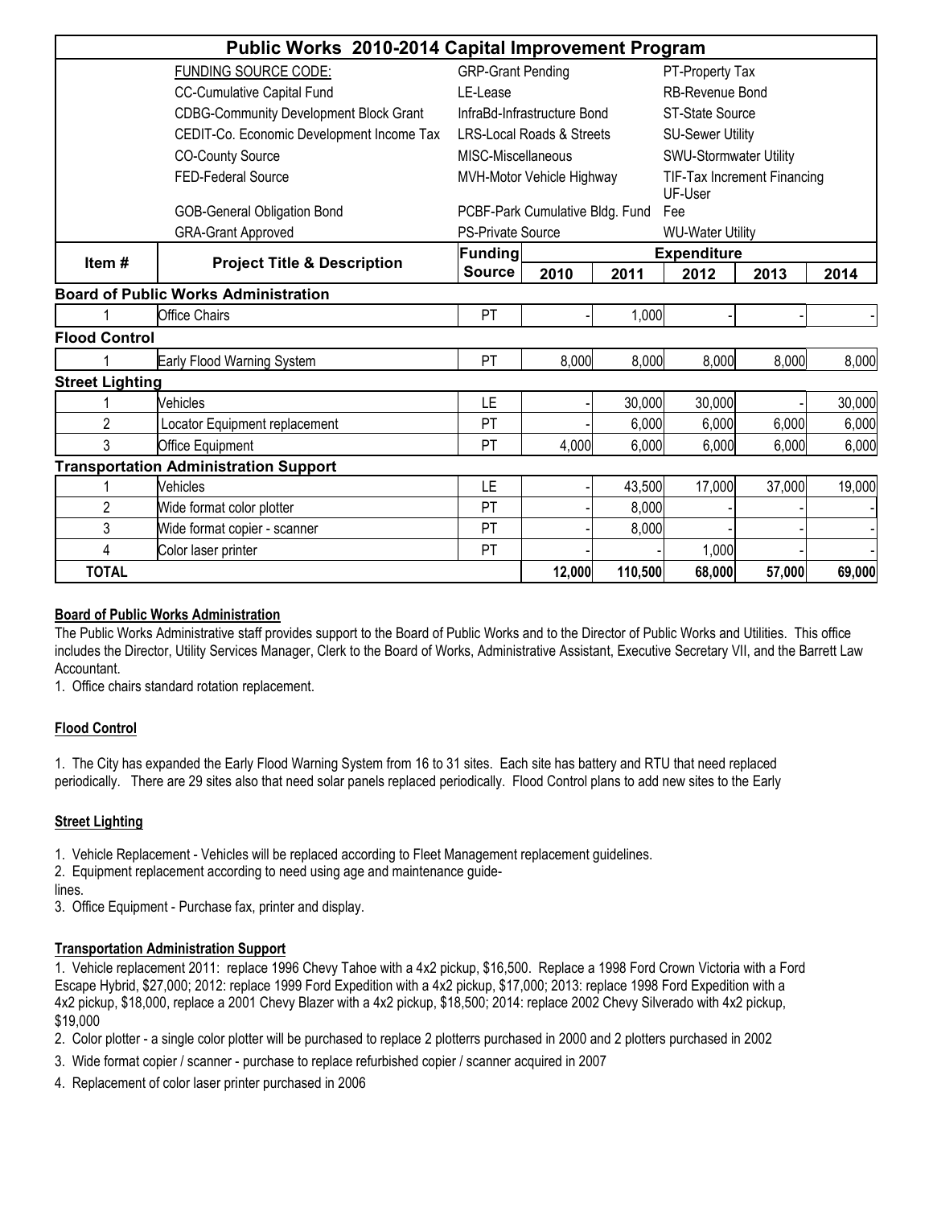# Public Works 2010-2014 Capital Improvement Program

| | | | |
|---|---|---|---|
| | FUNDING SOURCE CODE: | GRP-Grant Pending | PT-Property Tax |
| | CC-Cumulative Capital Fund | LE-Lease | RB-Revenue Bond |
| | CDBG-Community Development Block Grant | InfraBd-Infrastructure Bond | ST-State Source |
| | CEDIT-Co. Economic Development Income Tax | LRS-Local Roads & Streets | SU-Sewer Utility |
| | CO-County Source | MISC-Miscellaneous | SWU-Stormwater Utility |
| | FED-Federal Source | MVH-Motor Vehicle Highway | TIF-Tax Increment Financing |
| | GOB-General Obligation Bond | PCBF-Park Cumulative Bldg. Fund | UF-User Fee |
| | GRA-Grant Approved | PS-Private Source | WU-Water Utility |

| Item # | Project Title & Description | Funding Source | Expenditure 2010 | 2011 | 2012 | 2013 | 2014 |
|---|---|---|---|---|---|---|---|
| **Board of Public Works Administration** | | | | | | | |
| 1 | Office Chairs | PT | - | 1,000 | - | - | - |
| **Flood Control** | | | | | | | |
| 1 | Early Flood Warning System | PT | 8,000 | 8,000 | 8,000 | 8,000 | 8,000 |
| **Street Lighting** | | | | | | | |
| 1 | Vehicles | LE | - | 30,000 | 30,000 | - | 30,000 |
| 2 | Locator Equipment replacement | PT | - | 6,000 | 6,000 | 6,000 | 6,000 |
| 3 | Office Equipment | PT | 4,000 | 6,000 | 6,000 | 6,000 | 6,000 |
| **Transportation Administration Support** | | | | | | | |
| 1 | Vehicles | LE | - | 43,500 | 17,000 | 37,000 | 19,000 |
| 2 | Wide format color plotter | PT | - | 8,000 | - | - | - |
| 3 | Wide format copier - scanner | PT | - | 8,000 | - | - | - |
| 4 | Color laser printer | PT | - | - | 1,000 | - | - |
| **TOTAL** | | | **12,000** | **110,500** | **68,000** | **57,000** | **69,000** |

**Board of Public Works Administration**

The Public Works Administrative staff provides support to the Board of Public Works and to the Director of Public Works and Utilities. This office includes the Director, Utility Services Manager, Clerk to the Board of Works, Administrative Assistant, Executive Secretary VII, and the Barrett Law Accountant.

1. Office chairs standard rotation replacement.

**Flood Control**

1. The City has expanded the Early Flood Warning System from 16 to 31 sites. Each site has battery and RTU that need replaced periodically. There are 29 sites also that need solar panels replaced periodically. Flood Control plans to add new sites to the Early

**Street Lighting**

1. Vehicle Replacement - Vehicles will be replaced according to Fleet Management replacement guidelines.
2. Equipment replacement according to need using age and maintenance guide-lines.
3. Office Equipment - Purchase fax, printer and display.

**Transportation Administration Support**

1. Vehicle replacement 2011: replace 1996 Chevy Tahoe with a 4x2 pickup, $16,500. Replace a 1998 Ford Crown Victoria with a Ford Escape Hybrid, $27,000; 2012: replace 1999 Ford Expedition with a 4x2 pickup, $17,000; 2013: replace 1998 Ford Expedition with a 4x2 pickup, $18,000, replace a 2001 Chevy Blazer with a 4x2 pickup, $18,500; 2014: replace 2002 Chevy Silverado with 4x2 pickup, $19,000
2. Color plotter - a single color plotter will be purchased to replace 2 plotterrs purchased in 2000 and 2 plotters purchased in 2002
3. Wide format copier / scanner - purchase to replace refurbished copier / scanner acquired in 2007
4. Replacement of color laser printer purchased in 2006